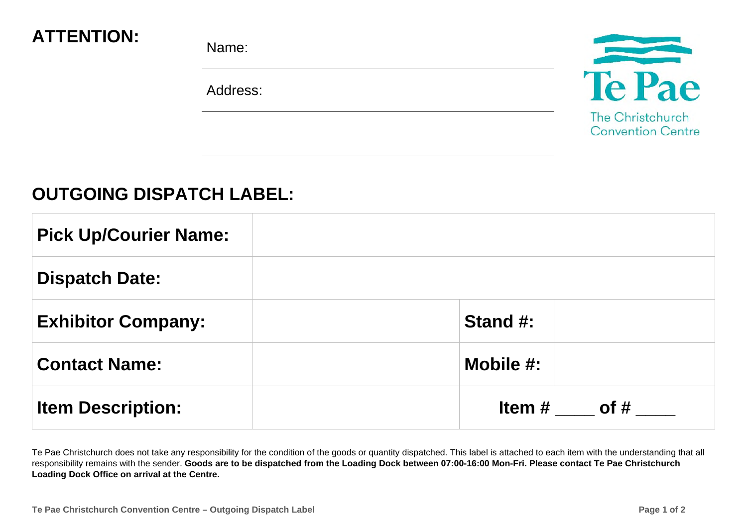**ATTENTION:**

Name: ______________________________

Address: ______________________________

______________________________

Te Pae

The Christchurch Convention Centre

## OUTGOING DISPATCH LABEL:

| | | | |
|---|---|---|---|
| **Pick Up/Courier Name:** | | | |
| **Dispatch Date:** | | | |
| **Exhibitor Company:** | | **Stand #:** | |
| **Contact Name:** | | **Mobile #:** | |
| **Item Description:** | | **Item # ____ of # ____** | |

Te Pae Christchurch does not take any responsibility for the condition of the goods or quantity dispatched. This label is attached to each item with the understanding that all responsibility remains with the sender. **Goods are to be dispatched from the Loading Dock between 07:00-16:00 Mon-Fri. Please contact Te Pae Christchurch Loading Dock Office on arrival at the Centre.**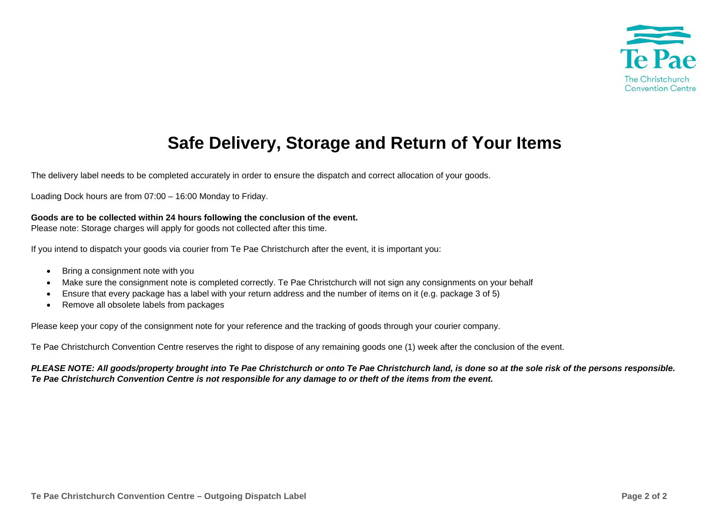# Safe Delivery, Storage and Return of Your Items

The delivery label needs to be completed accurately in order to ensure the dispatch and correct allocation of your goods.

Loading Dock hours are from 07:00 – 16:00 Monday to Friday.

**Goods are to be collected within 24 hours following the conclusion of the event.**
Please note: Storage charges will apply for goods not collected after this time.

If you intend to dispatch your goods via courier from Te Pae Christchurch after the event, it is important you:

- Bring a consignment note with you
- Make sure the consignment note is completed correctly. Te Pae Christchurch will not sign any consignments on your behalf
- Ensure that every package has a label with your return address and the number of items on it (e.g. package 3 of 5)
- Remove all obsolete labels from packages

Please keep your copy of the consignment note for your reference and the tracking of goods through your courier company.

Te Pae Christchurch Convention Centre reserves the right to dispose of any remaining goods one (1) week after the conclusion of the event.

***PLEASE NOTE: All goods/property brought into Te Pae Christchurch or onto Te Pae Christchurch land, is done so at the sole risk of the persons responsible. Te Pae Christchurch Convention Centre is not responsible for any damage to or theft of the items from the event.***